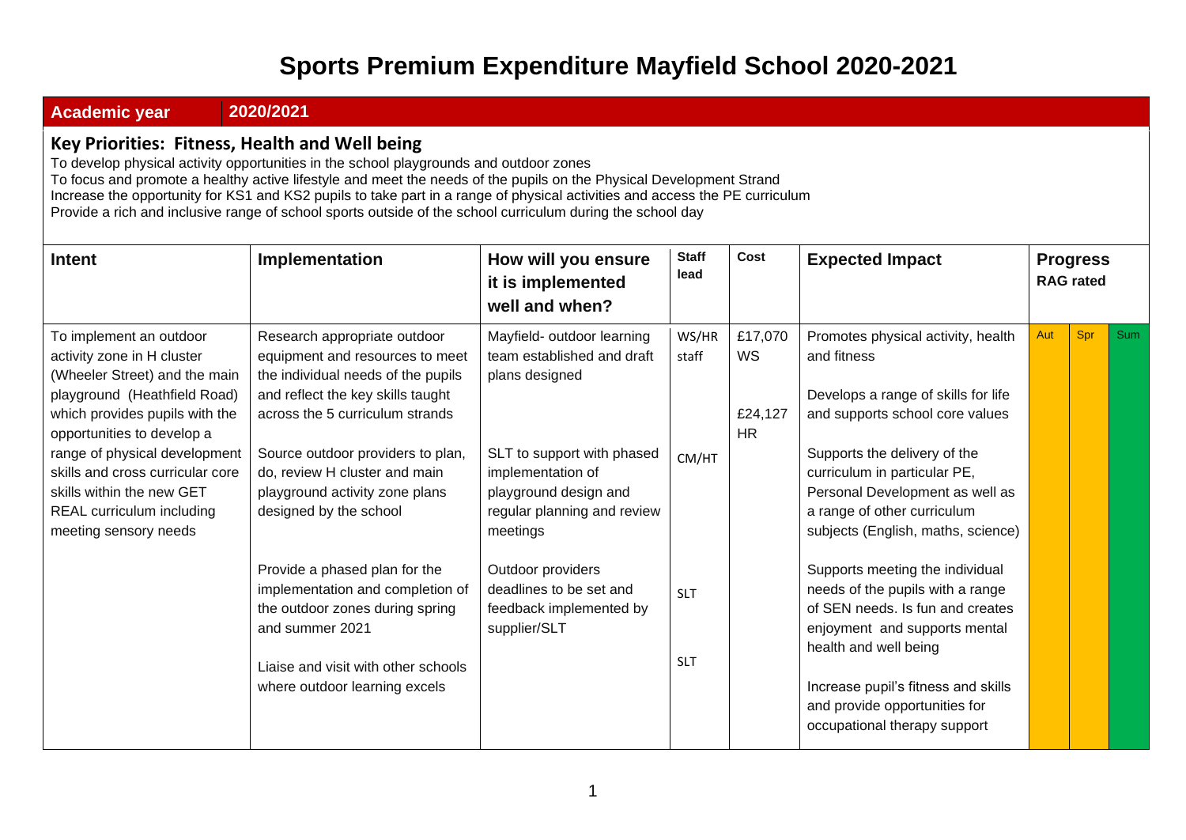# Sports Premium Expenditure Mayfield School 2020-2021

| Academic year | 2020/2021 |
|---|---|

## Key Priorities: Fitness, Health and Well being

To develop physical activity opportunities in the school playgrounds and outdoor zones
To focus and promote a healthy active lifestyle and meet the needs of the pupils on the Physical Development Strand
Increase the opportunity for KS1 and KS2 pupils to take part in a range of physical activities and access the PE curriculum
Provide a rich and inclusive range of school sports outside of the school curriculum during the school day

| Intent | Implementation | How will you ensure it is implemented well and when? | Staff lead | Cost | Expected Impact | Progress RAG rated | | |
|---|---|---|---|---|---|---|---|---|
| | | | | | | Aut | Spr | Sum |
| To implement an outdoor activity zone in H cluster (Wheeler Street) and the main playground (Heathfield Road) which provides pupils with the opportunities to develop a range of physical development skills and cross curricular core skills within the new GET REAL curriculum including meeting sensory needs | Research appropriate outdoor equipment and resources to meet the individual needs of the pupils and reflect the key skills taught across the 5 curriculum strands<br><br>Source outdoor providers to plan, do, review H cluster and main playground activity zone plans designed by the school<br><br>Provide a phased plan for the implementation and completion of the outdoor zones during spring and summer 2021<br><br>Liaise and visit with other schools where outdoor learning excels | Mayfield- outdoor learning team established and draft plans designed<br><br>SLT to support with phased implementation of playground design and regular planning and review meetings<br><br>Outdoor providers deadlines to be set and feedback implemented by supplier/SLT | WS/HR staff<br><br>CM/HT<br><br>SLT<br><br>SLT | £17,070 WS<br><br>£24,127 HR | Promotes physical activity, health and fitness<br><br>Develops a range of skills for life and supports school core values<br><br>Supports the delivery of the curriculum in particular PE, Personal Development as well as a range of other curriculum subjects (English, maths, science)<br><br>Supports meeting the individual needs of the pupils with a range of SEN needs. Is fun and creates enjoyment and supports mental health and well being<br><br>Increase pupil's fitness and skills and provide opportunities for occupational therapy support | Amber | Amber | Green |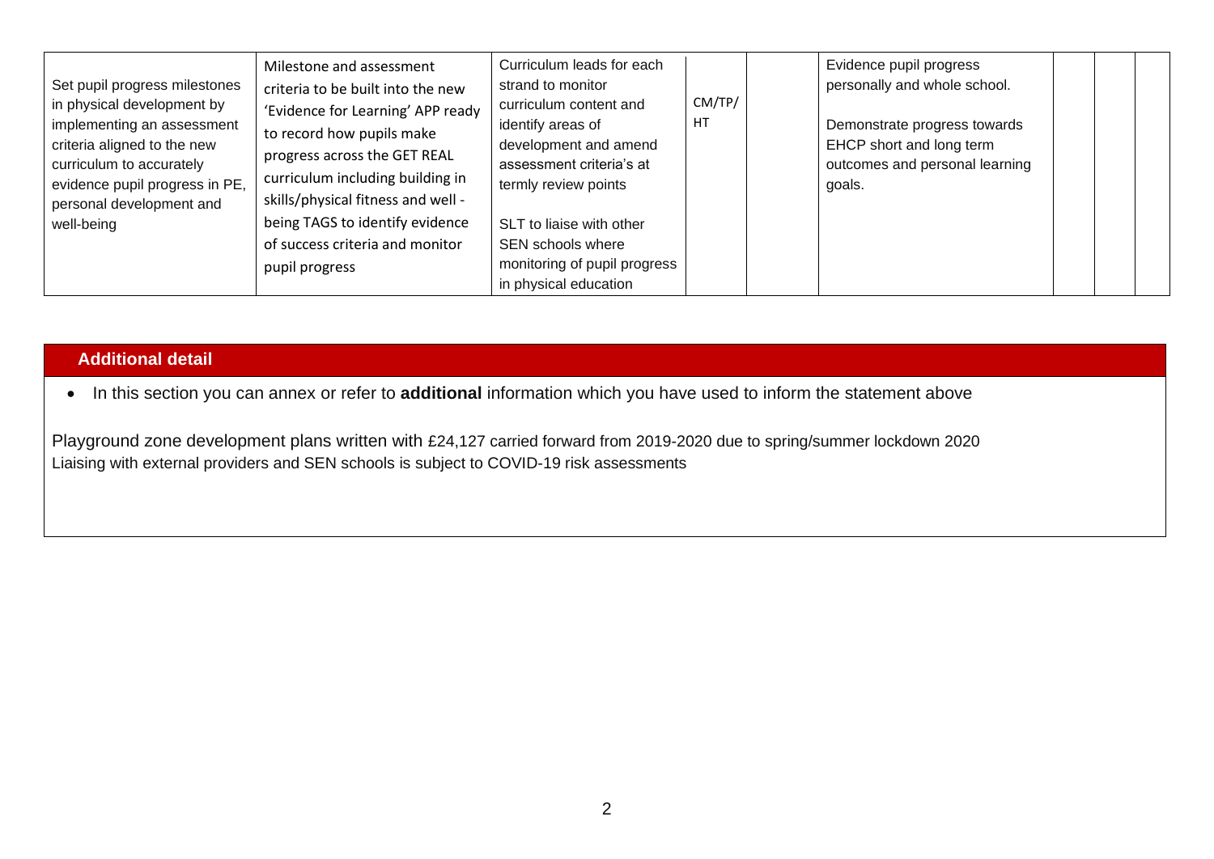| | | | | | | | | |
|---|---|---|---|---|---|---|---|---|
| Set pupil progress milestones in physical development by implementing an assessment criteria aligned to the new curriculum to accurately evidence pupil progress in PE, personal development and well-being | Milestone and assessment criteria to be built into the new 'Evidence for Learning' APP ready to record how pupils make progress across the GET REAL curriculum including building in skills/physical fitness and well -being TAGS to identify evidence of success criteria and monitor pupil progress | Curriculum leads for each strand to monitor curriculum content and identify areas of development and amend assessment criteria's at termly review points<br><br>SLT to liaise with other SEN schools where monitoring of pupil progress in physical education | CM/TP/HT | | Evidence pupil progress personally and whole school.<br><br>Demonstrate progress towards EHCP short and long term outcomes and personal learning goals. | | | |

## Additional detail

- In this section you can annex or refer to **additional** information which you have used to inform the statement above

Playground zone development plans written with £24,127 carried forward from 2019-2020 due to spring/summer lockdown 2020
Liaising with external providers and SEN schools is subject to COVID-19 risk assessments